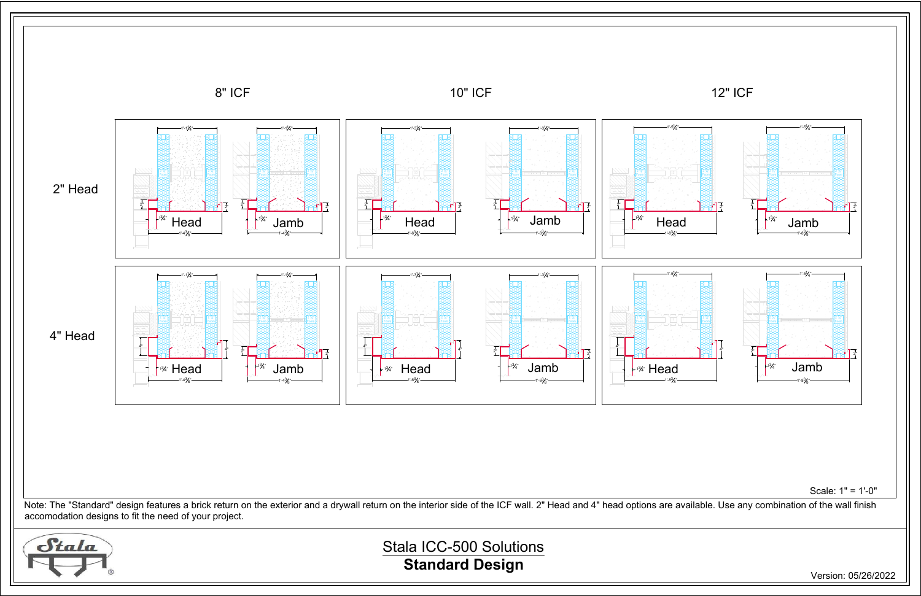| | 8" ICF | | 10" ICF | | 12" ICF | |
|---|---|---|---|---|---|---|
| 2" Head | Head | Jamb | Head | Jamb | Head | Jamb |
| 4" Head | Head | Jamb | Head | Jamb | Head | Jamb |

Scale: 1" = 1'-0"

Note: The "Standard" design features a brick return on the exterior and a drywall return on the interior side of the ICF wall. 2" Head and 4" head options are available. Use any combination of the wall finish accomodation designs to fit the need of your project.

Stala

## Stala ICC-500 Solutions

## **Standard Design**

Version: 05/26/2022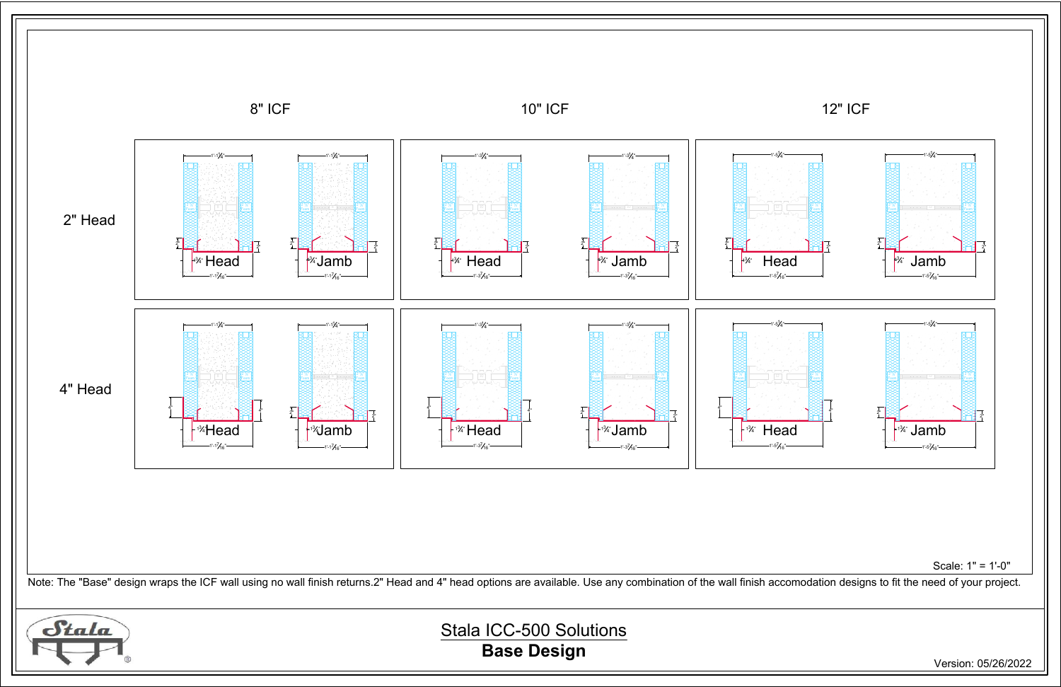8" ICF

10" ICF

12" ICF

2" Head

Head

Jamb

Head

Jamb

Head

Jamb

4" Head

Head

Jamb

Head

Jamb

Head

Jamb

Scale: 1" = 1'-0"

Note: The "Base" design wraps the ICF wall using no wall finish returns.2" Head and 4" head options are available. Use any combination of the wall finish accomodation designs to fit the need of your project.

Stala ICC-500 Solutions

**Base Design**

Version: 05/26/2022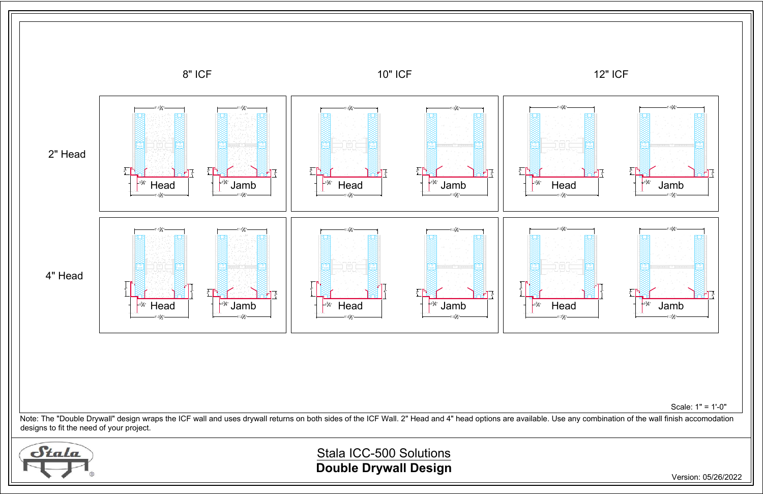8" ICF | 10" ICF | 12" ICF

2" Head

Head | Jamb | Head | Jamb | Head | Jamb

4" Head

Head | Jamb | Head | Jamb | Head | Jamb

Scale: 1" = 1'-0"

Note: The "Double Drywall" design wraps the ICF wall and uses drywall returns on both sides of the ICF Wall. 2" Head and 4" head options are available. Use any combination of the wall finish accomodation designs to fit the need of your project.

Stala ICC-500 Solutions

**Double Drywall Design**

Version: 05/26/2022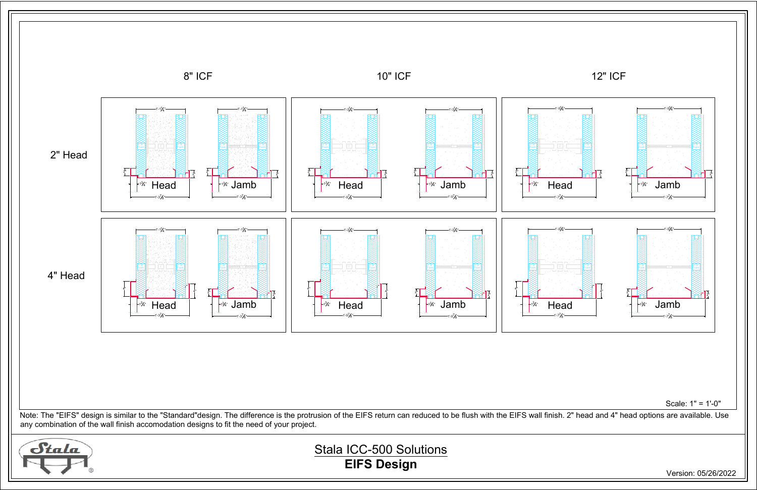8" ICF

10" ICF

12" ICF

2" Head

Head

Jamb

Head

Jamb

Head

Jamb

4" Head

Head

Jamb

Head

Jamb

Head

Jamb

Scale: 1" = 1'-0"

Note: The "EIFS" design is similar to the "Standard"design. The difference is the protrusion of the EIFS return can reduced to be flush with the EIFS wall finish. 2" head and 4" head options are available. Use any combination of the wall finish accomodation designs to fit the need of your project.

Stala ICC-500 Solutions

**EIFS Design**

Version: 05/26/2022